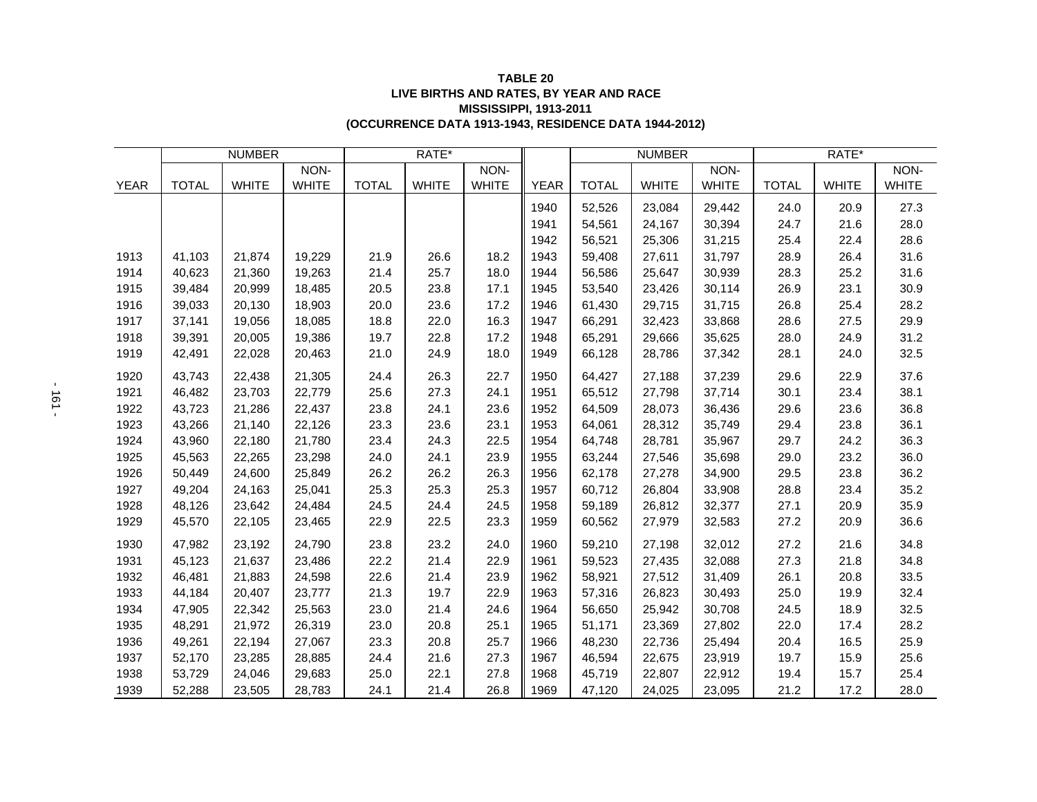**TABLE 20**
**LIVE BIRTHS AND RATES, BY YEAR AND RACE**
**MISSISSIPPI, 1913-2011**
**(OCCURRENCE DATA 1913-1943, RESIDENCE DATA 1944-2012)**

| | NUMBER | | | RATE* | | | | NUMBER | | | RATE* | | |
|---|---|---|---|---|---|---|---|---|---|---|---|---|---|
| YEAR | TOTAL | WHITE | NON-WHITE | TOTAL | WHITE | NON-WHITE | YEAR | TOTAL | WHITE | NON-WHITE | TOTAL | WHITE | NON-WHITE |
| | | | | | | | 1940 | 52,526 | 23,084 | 29,442 | 24.0 | 20.9 | 27.3 |
| | | | | | | | 1941 | 54,561 | 24,167 | 30,394 | 24.7 | 21.6 | 28.0 |
| | | | | | | | 1942 | 56,521 | 25,306 | 31,215 | 25.4 | 22.4 | 28.6 |
| 1913 | 41,103 | 21,874 | 19,229 | 21.9 | 26.6 | 18.2 | 1943 | 59,408 | 27,611 | 31,797 | 28.9 | 26.4 | 31.6 |
| 1914 | 40,623 | 21,360 | 19,263 | 21.4 | 25.7 | 18.0 | 1944 | 56,586 | 25,647 | 30,939 | 28.3 | 25.2 | 31.6 |
| 1915 | 39,484 | 20,999 | 18,485 | 20.5 | 23.8 | 17.1 | 1945 | 53,540 | 23,426 | 30,114 | 26.9 | 23.1 | 30.9 |
| 1916 | 39,033 | 20,130 | 18,903 | 20.0 | 23.6 | 17.2 | 1946 | 61,430 | 29,715 | 31,715 | 26.8 | 25.4 | 28.2 |
| 1917 | 37,141 | 19,056 | 18,085 | 18.8 | 22.0 | 16.3 | 1947 | 66,291 | 32,423 | 33,868 | 28.6 | 27.5 | 29.9 |
| 1918 | 39,391 | 20,005 | 19,386 | 19.7 | 22.8 | 17.2 | 1948 | 65,291 | 29,666 | 35,625 | 28.0 | 24.9 | 31.2 |
| 1919 | 42,491 | 22,028 | 20,463 | 21.0 | 24.9 | 18.0 | 1949 | 66,128 | 28,786 | 37,342 | 28.1 | 24.0 | 32.5 |
| 1920 | 43,743 | 22,438 | 21,305 | 24.4 | 26.3 | 22.7 | 1950 | 64,427 | 27,188 | 37,239 | 29.6 | 22.9 | 37.6 |
| 1921 | 46,482 | 23,703 | 22,779 | 25.6 | 27.3 | 24.1 | 1951 | 65,512 | 27,798 | 37,714 | 30.1 | 23.4 | 38.1 |
| 1922 | 43,723 | 21,286 | 22,437 | 23.8 | 24.1 | 23.6 | 1952 | 64,509 | 28,073 | 36,436 | 29.6 | 23.6 | 36.8 |
| 1923 | 43,266 | 21,140 | 22,126 | 23.3 | 23.6 | 23.1 | 1953 | 64,061 | 28,312 | 35,749 | 29.4 | 23.8 | 36.1 |
| 1924 | 43,960 | 22,180 | 21,780 | 23.4 | 24.3 | 22.5 | 1954 | 64,748 | 28,781 | 35,967 | 29.7 | 24.2 | 36.3 |
| 1925 | 45,563 | 22,265 | 23,298 | 24.0 | 24.1 | 23.9 | 1955 | 63,244 | 27,546 | 35,698 | 29.0 | 23.2 | 36.0 |
| 1926 | 50,449 | 24,600 | 25,849 | 26.2 | 26.2 | 26.3 | 1956 | 62,178 | 27,278 | 34,900 | 29.5 | 23.8 | 36.2 |
| 1927 | 49,204 | 24,163 | 25,041 | 25.3 | 25.3 | 25.3 | 1957 | 60,712 | 26,804 | 33,908 | 28.8 | 23.4 | 35.2 |
| 1928 | 48,126 | 23,642 | 24,484 | 24.5 | 24.4 | 24.5 | 1958 | 59,189 | 26,812 | 32,377 | 27.1 | 20.9 | 35.9 |
| 1929 | 45,570 | 22,105 | 23,465 | 22.9 | 22.5 | 23.3 | 1959 | 60,562 | 27,979 | 32,583 | 27.2 | 20.9 | 36.6 |
| 1930 | 47,982 | 23,192 | 24,790 | 23.8 | 23.2 | 24.0 | 1960 | 59,210 | 27,198 | 32,012 | 27.2 | 21.6 | 34.8 |
| 1931 | 45,123 | 21,637 | 23,486 | 22.2 | 21.4 | 22.9 | 1961 | 59,523 | 27,435 | 32,088 | 27.3 | 21.8 | 34.8 |
| 1932 | 46,481 | 21,883 | 24,598 | 22.6 | 21.4 | 23.9 | 1962 | 58,921 | 27,512 | 31,409 | 26.1 | 20.8 | 33.5 |
| 1933 | 44,184 | 20,407 | 23,777 | 21.3 | 19.7 | 22.9 | 1963 | 57,316 | 26,823 | 30,493 | 25.0 | 19.9 | 32.4 |
| 1934 | 47,905 | 22,342 | 25,563 | 23.0 | 21.4 | 24.6 | 1964 | 56,650 | 25,942 | 30,708 | 24.5 | 18.9 | 32.5 |
| 1935 | 48,291 | 21,972 | 26,319 | 23.0 | 20.8 | 25.1 | 1965 | 51,171 | 23,369 | 27,802 | 22.0 | 17.4 | 28.2 |
| 1936 | 49,261 | 22,194 | 27,067 | 23.3 | 20.8 | 25.7 | 1966 | 48,230 | 22,736 | 25,494 | 20.4 | 16.5 | 25.9 |
| 1937 | 52,170 | 23,285 | 28,885 | 24.4 | 21.6 | 27.3 | 1967 | 46,594 | 22,675 | 23,919 | 19.7 | 15.9 | 25.6 |
| 1938 | 53,729 | 24,046 | 29,683 | 25.0 | 22.1 | 27.8 | 1968 | 45,719 | 22,807 | 22,912 | 19.4 | 15.7 | 25.4 |
| 1939 | 52,288 | 23,505 | 28,783 | 24.1 | 21.4 | 26.8 | 1969 | 47,120 | 24,025 | 23,095 | 21.2 | 17.2 | 28.0 |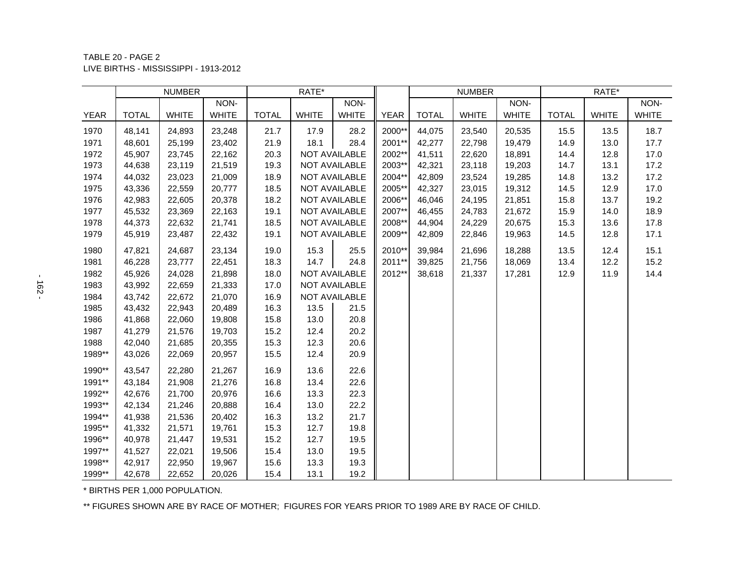TABLE 20 - PAGE 2
LIVE BIRTHS - MISSISSIPPI - 1913-2012

| | NUMBER | | | RATE* | | | | NUMBER | | | RATE* | | |
|---|---|---|---|---|---|---|---|---|---|---|---|---|---|
| YEAR | TOTAL | WHITE | NON-WHITE | TOTAL | WHITE | NON-WHITE | YEAR | TOTAL | WHITE | NON-WHITE | TOTAL | WHITE | NON-WHITE |
| 1970 | 48,141 | 24,893 | 23,248 | 21.7 | 17.9 | 28.2 | 2000** | 44,075 | 23,540 | 20,535 | 15.5 | 13.5 | 18.7 |
| 1971 | 48,601 | 25,199 | 23,402 | 21.9 | 18.1 | 28.4 | 2001** | 42,277 | 22,798 | 19,479 | 14.9 | 13.0 | 17.7 |
| 1972 | 45,907 | 23,745 | 22,162 | 20.3 | NOT AVAILABLE | | 2002** | 41,511 | 22,620 | 18,891 | 14.4 | 12.8 | 17.0 |
| 1973 | 44,638 | 23,119 | 21,519 | 19.3 | NOT AVAILABLE | | 2003** | 42,321 | 23,118 | 19,203 | 14.7 | 13.1 | 17.2 |
| 1974 | 44,032 | 23,023 | 21,009 | 18.9 | NOT AVAILABLE | | 2004** | 42,809 | 23,524 | 19,285 | 14.8 | 13.2 | 17.2 |
| 1975 | 43,336 | 22,559 | 20,777 | 18.5 | NOT AVAILABLE | | 2005** | 42,327 | 23,015 | 19,312 | 14.5 | 12.9 | 17.0 |
| 1976 | 42,983 | 22,605 | 20,378 | 18.2 | NOT AVAILABLE | | 2006** | 46,046 | 24,195 | 21,851 | 15.8 | 13.7 | 19.2 |
| 1977 | 45,532 | 23,369 | 22,163 | 19.1 | NOT AVAILABLE | | 2007** | 46,455 | 24,783 | 21,672 | 15.9 | 14.0 | 18.9 |
| 1978 | 44,373 | 22,632 | 21,741 | 18.5 | NOT AVAILABLE | | 2008** | 44,904 | 24,229 | 20,675 | 15.3 | 13.6 | 17.8 |
| 1979 | 45,919 | 23,487 | 22,432 | 19.1 | NOT AVAILABLE | | 2009** | 42,809 | 22,846 | 19,963 | 14.5 | 12.8 | 17.1 |
| 1980 | 47,821 | 24,687 | 23,134 | 19.0 | 15.3 | 25.5 | 2010** | 39,984 | 21,696 | 18,288 | 13.5 | 12.4 | 15.1 |
| 1981 | 46,228 | 23,777 | 22,451 | 18.3 | 14.7 | 24.8 | 2011** | 39,825 | 21,756 | 18,069 | 13.4 | 12.2 | 15.2 |
| 1982 | 45,926 | 24,028 | 21,898 | 18.0 | NOT AVAILABLE | | 2012** | 38,618 | 21,337 | 17,281 | 12.9 | 11.9 | 14.4 |
| 1983 | 43,992 | 22,659 | 21,333 | 17.0 | NOT AVAILABLE | | | | | | | | |
| 1984 | 43,742 | 22,672 | 21,070 | 16.9 | NOT AVAILABLE | | | | | | | | |
| 1985 | 43,432 | 22,943 | 20,489 | 16.3 | 13.5 | 21.5 | | | | | | | |
| 1986 | 41,868 | 22,060 | 19,808 | 15.8 | 13.0 | 20.8 | | | | | | | |
| 1987 | 41,279 | 21,576 | 19,703 | 15.2 | 12.4 | 20.2 | | | | | | | |
| 1988 | 42,040 | 21,685 | 20,355 | 15.3 | 12.3 | 20.6 | | | | | | | |
| 1989** | 43,026 | 22,069 | 20,957 | 15.5 | 12.4 | 20.9 | | | | | | | |
| 1990** | 43,547 | 22,280 | 21,267 | 16.9 | 13.6 | 22.6 | | | | | | | |
| 1991** | 43,184 | 21,908 | 21,276 | 16.8 | 13.4 | 22.6 | | | | | | | |
| 1992** | 42,676 | 21,700 | 20,976 | 16.6 | 13.3 | 22.3 | | | | | | | |
| 1993** | 42,134 | 21,246 | 20,888 | 16.4 | 13.0 | 22.2 | | | | | | | |
| 1994** | 41,938 | 21,536 | 20,402 | 16.3 | 13.2 | 21.7 | | | | | | | |
| 1995** | 41,332 | 21,571 | 19,761 | 15.3 | 12.7 | 19.8 | | | | | | | |
| 1996** | 40,978 | 21,447 | 19,531 | 15.2 | 12.7 | 19.5 | | | | | | | |
| 1997** | 41,527 | 22,021 | 19,506 | 15.4 | 13.0 | 19.5 | | | | | | | |
| 1998** | 42,917 | 22,950 | 19,967 | 15.6 | 13.3 | 19.3 | | | | | | | |
| 1999** | 42,678 | 22,652 | 20,026 | 15.4 | 13.1 | 19.2 | | | | | | | |

* BIRTHS PER 1,000 POPULATION.

** FIGURES SHOWN ARE BY RACE OF MOTHER; FIGURES FOR YEARS PRIOR TO 1989 ARE BY RACE OF CHILD.